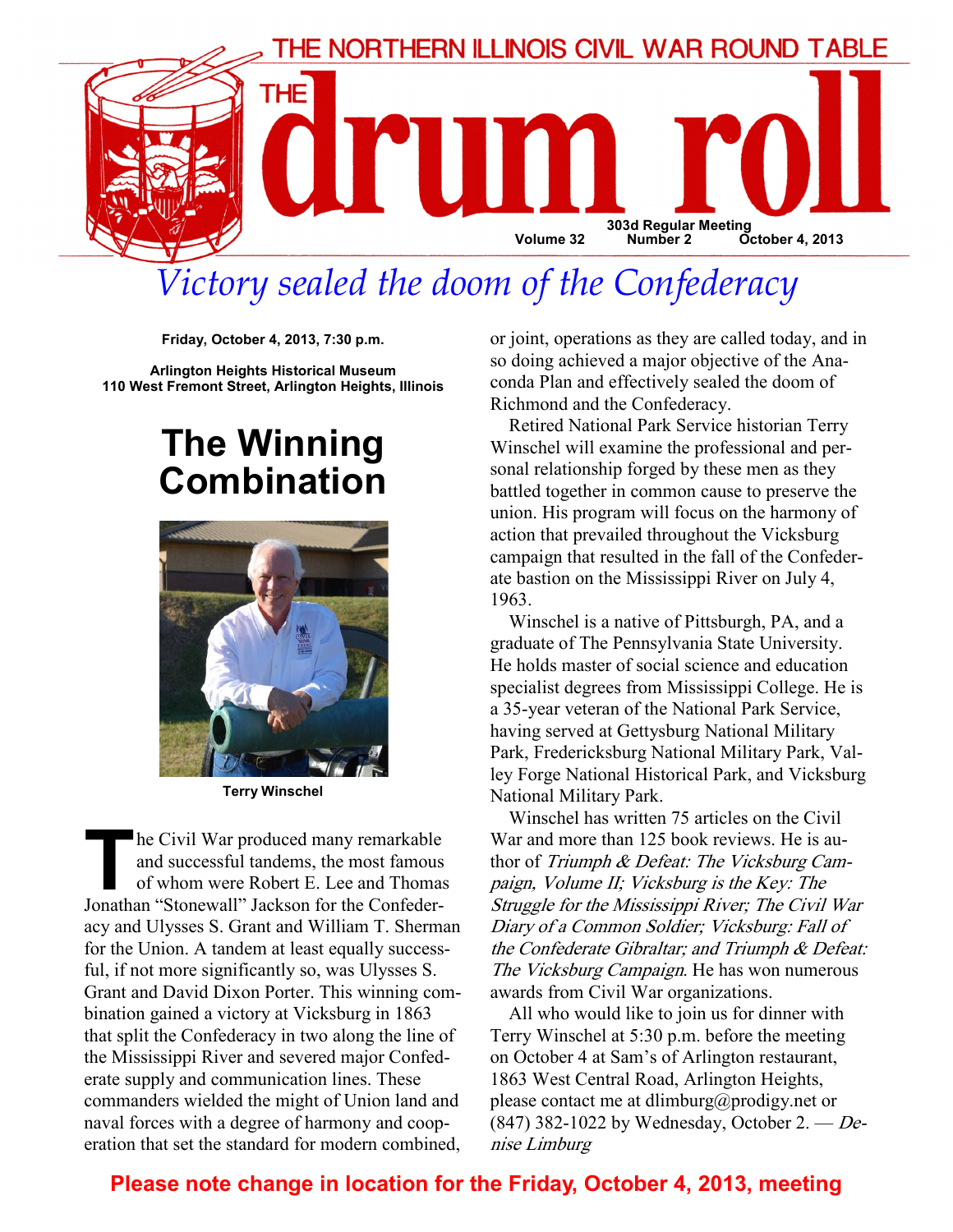THE NORTHERN ILLINOIS CIVIL WAR ROUND TABLE

# THE drum roll

303d Regular Meeting
Volume 32 Number 2 October 4, 2013

## *Victory sealed the doom of the Confederacy*

**Friday, October 4, 2013, 7:30 p.m.**

**Arlington Heights Historical Museum**
**110 West Fremont Street, Arlington Heights, Illinois**

# The Winning Combination

**Terry Winschel**

The Civil War produced many remarkable and successful tandems, the most famous of whom were Robert E. Lee and Thomas Jonathan "Stonewall" Jackson for the Confederacy and Ulysses S. Grant and William T. Sherman for the Union. A tandem at least equally successful, if not more significantly so, was Ulysses S. Grant and David Dixon Porter. This winning combination gained a victory at Vicksburg in 1863 that split the Confederacy in two along the line of the Mississippi River and severed major Confederate supply and communication lines. These commanders wielded the might of Union land and naval forces with a degree of harmony and cooperation that set the standard for modern combined, or joint, operations as they are called today, and in so doing achieved a major objective of the Anaconda Plan and effectively sealed the doom of Richmond and the Confederacy.

Retired National Park Service historian Terry Winschel will examine the professional and personal relationship forged by these men as they battled together in common cause to preserve the union. His program will focus on the harmony of action that prevailed throughout the Vicksburg campaign that resulted in the fall of the Confederate bastion on the Mississippi River on July 4, 1963.

Winschel is a native of Pittsburgh, PA, and a graduate of The Pennsylvania State University. He holds master of social science and education specialist degrees from Mississippi College. He is a 35-year veteran of the National Park Service, having served at Gettysburg National Military Park, Fredericksburg National Military Park, Valley Forge National Historical Park, and Vicksburg National Military Park.

Winschel has written 75 articles on the Civil War and more than 125 book reviews. He is author of *Triumph & Defeat: The Vicksburg Campaign, Volume II; Vicksburg is the Key: The Struggle for the Mississippi River; The Civil War Diary of a Common Soldier; Vicksburg: Fall of the Confederate Gibraltar; and Triumph & Defeat: The Vicksburg Campaign*. He has won numerous awards from Civil War organizations.

All who would like to join us for dinner with Terry Winschel at 5:30 p.m. before the meeting on October 4 at Sam's of Arlington restaurant, 1863 West Central Road, Arlington Heights, please contact me at dlimburg@prodigy.net or (847) 382-1022 by Wednesday, October 2. — *Denise Limburg*

**Please note change in location for the Friday, October 4, 2013, meeting**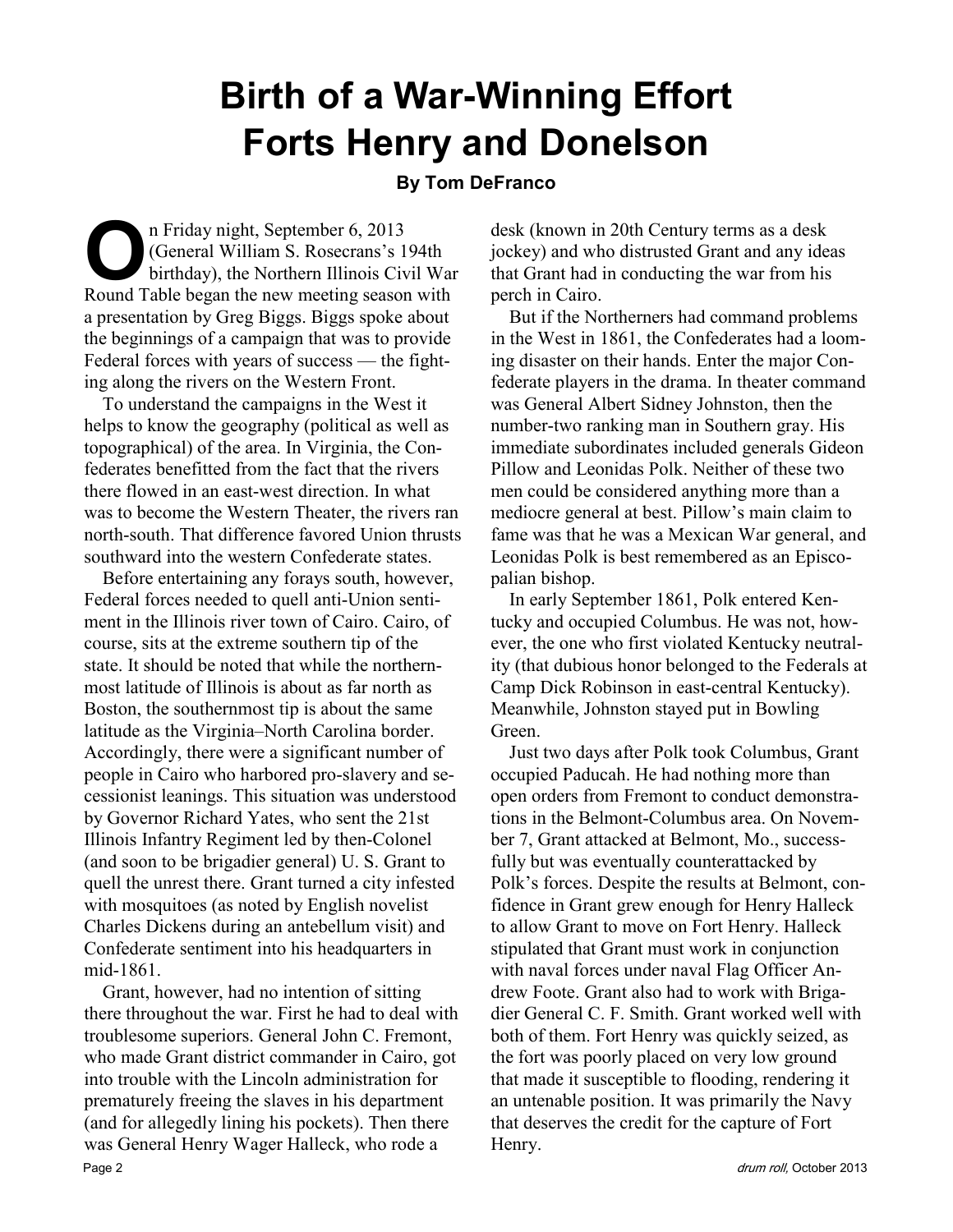# Birth of a War-Winning Effort
# Forts Henry and Donelson

**By Tom DeFranco**

On Friday night, September 6, 2013 (General William S. Rosecrans's 194th birthday), the Northern Illinois Civil War Round Table began the new meeting season with a presentation by Greg Biggs. Biggs spoke about the beginnings of a campaign that was to provide Federal forces with years of success — the fighting along the rivers on the Western Front.

To understand the campaigns in the West it helps to know the geography (political as well as topographical) of the area. In Virginia, the Confederates benefitted from the fact that the rivers there flowed in an east-west direction. In what was to become the Western Theater, the rivers ran north-south. That difference favored Union thrusts southward into the western Confederate states.

Before entertaining any forays south, however, Federal forces needed to quell anti-Union sentiment in the Illinois river town of Cairo. Cairo, of course, sits at the extreme southern tip of the state. It should be noted that while the northernmost latitude of Illinois is about as far north as Boston, the southernmost tip is about the same latitude as the Virginia–North Carolina border. Accordingly, there were a significant number of people in Cairo who harbored pro-slavery and secessionist leanings. This situation was understood by Governor Richard Yates, who sent the 21st Illinois Infantry Regiment led by then-Colonel (and soon to be brigadier general) U. S. Grant to quell the unrest there. Grant turned a city infested with mosquitoes (as noted by English novelist Charles Dickens during an antebellum visit) and Confederate sentiment into his headquarters in mid-1861.

Grant, however, had no intention of sitting there throughout the war. First he had to deal with troublesome superiors. General John C. Fremont, who made Grant district commander in Cairo, got into trouble with the Lincoln administration for prematurely freeing the slaves in his department (and for allegedly lining his pockets). Then there was General Henry Wager Halleck, who rode a desk (known in 20th Century terms as a desk jockey) and who distrusted Grant and any ideas that Grant had in conducting the war from his perch in Cairo.

But if the Northerners had command problems in the West in 1861, the Confederates had a looming disaster on their hands. Enter the major Confederate players in the drama. In theater command was General Albert Sidney Johnston, then the number-two ranking man in Southern gray. His immediate subordinates included generals Gideon Pillow and Leonidas Polk. Neither of these two men could be considered anything more than a mediocre general at best. Pillow's main claim to fame was that he was a Mexican War general, and Leonidas Polk is best remembered as an Episcopalian bishop.

In early September 1861, Polk entered Kentucky and occupied Columbus. He was not, however, the one who first violated Kentucky neutrality (that dubious honor belonged to the Federals at Camp Dick Robinson in east-central Kentucky). Meanwhile, Johnston stayed put in Bowling Green.

Just two days after Polk took Columbus, Grant occupied Paducah. He had nothing more than open orders from Fremont to conduct demonstrations in the Belmont-Columbus area. On November 7, Grant attacked at Belmont, Mo., successfully but was eventually counterattacked by Polk's forces. Despite the results at Belmont, confidence in Grant grew enough for Henry Halleck to allow Grant to move on Fort Henry. Halleck stipulated that Grant must work in conjunction with naval forces under naval Flag Officer Andrew Foote. Grant also had to work with Brigadier General C. F. Smith. Grant worked well with both of them. Fort Henry was quickly seized, as the fort was poorly placed on very low ground that made it susceptible to flooding, rendering it an untenable position. It was primarily the Navy that deserves the credit for the capture of Fort Henry.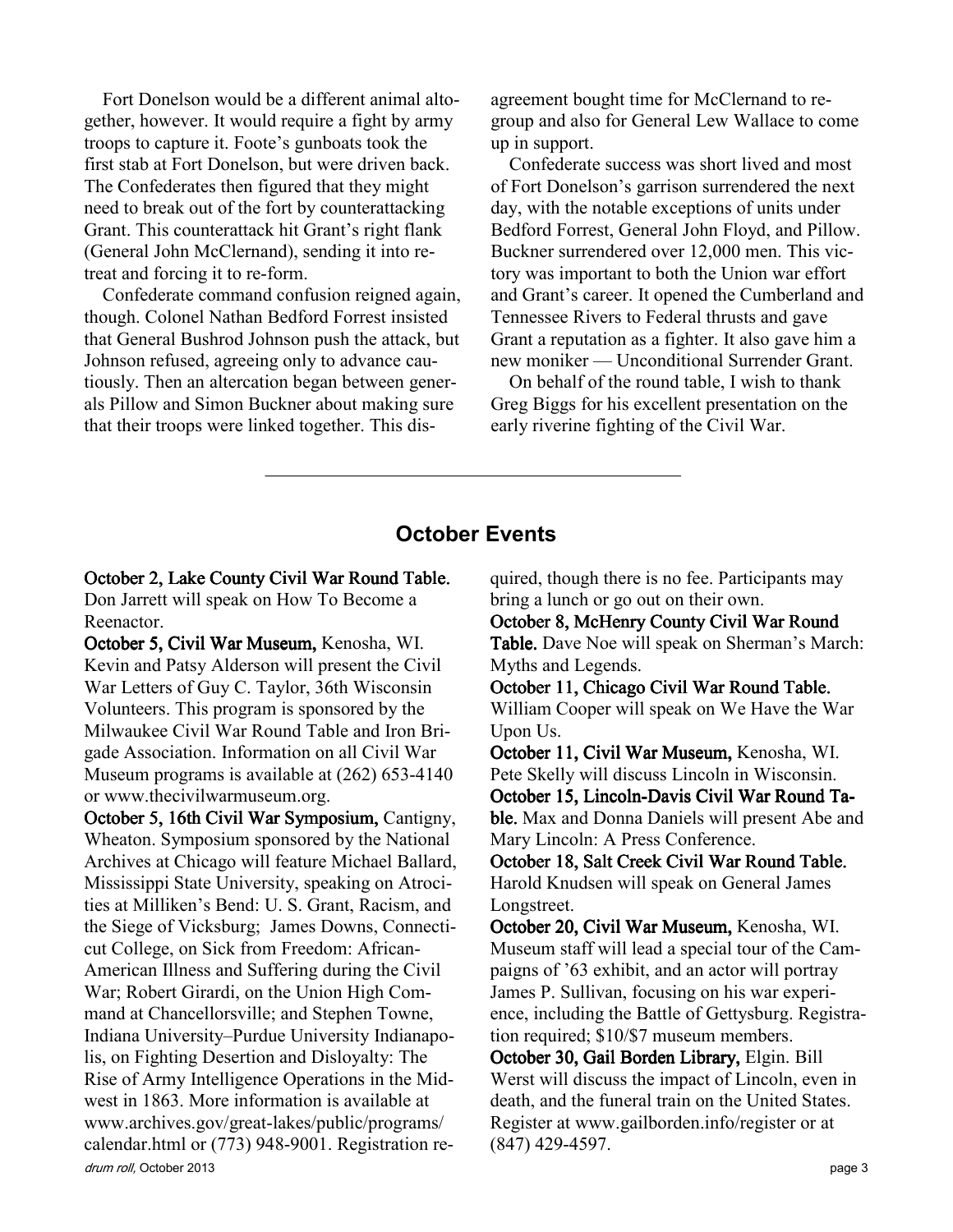Fort Donelson would be a different animal altogether, however. It would require a fight by army troops to capture it. Foote's gunboats took the first stab at Fort Donelson, but were driven back. The Confederates then figured that they might need to break out of the fort by counterattacking Grant. This counterattack hit Grant's right flank (General John McClernand), sending it into retreat and forcing it to re-form.

Confederate command confusion reigned again, though. Colonel Nathan Bedford Forrest insisted that General Bushrod Johnson push the attack, but Johnson refused, agreeing only to advance cautiously. Then an altercation began between generals Pillow and Simon Buckner about making sure that their troops were linked together. This disagreement bought time for McClernand to regroup and also for General Lew Wallace to come up in support.

Confederate success was short lived and most of Fort Donelson's garrison surrendered the next day, with the notable exceptions of units under Bedford Forrest, General John Floyd, and Pillow. Buckner surrendered over 12,000 men. This victory was important to both the Union war effort and Grant's career. It opened the Cumberland and Tennessee Rivers to Federal thrusts and gave Grant a reputation as a fighter. It also gave him a new moniker — Unconditional Surrender Grant.

On behalf of the round table, I wish to thank Greg Biggs for his excellent presentation on the early riverine fighting of the Civil War.

---

## October Events

**October 2, Lake County Civil War Round Table.** Don Jarrett will speak on How To Become a Reenactor.

**October 5, Civil War Museum,** Kenosha, WI. Kevin and Patsy Alderson will present the Civil War Letters of Guy C. Taylor, 36th Wisconsin Volunteers. This program is sponsored by the Milwaukee Civil War Round Table and Iron Brigade Association. Information on all Civil War Museum programs is available at (262) 653-4140 or www.thecivilwarmuseum.org.

**October 5, 16th Civil War Symposium,** Cantigny, Wheaton. Symposium sponsored by the National Archives at Chicago will feature Michael Ballard, Mississippi State University, speaking on Atrocities at Milliken's Bend: U. S. Grant, Racism, and the Siege of Vicksburg; James Downs, Connecticut College, on Sick from Freedom: African-American Illness and Suffering during the Civil War; Robert Girardi, on the Union High Command at Chancellorsville; and Stephen Towne, Indiana University–Purdue University Indianapolis, on Fighting Desertion and Disloyalty: The Rise of Army Intelligence Operations in the Midwest in 1863. More information is available at www.archives.gov/great-lakes/public/programs/calendar.html or (773) 948-9001. Registration required, though there is no fee. Participants may bring a lunch or go out on their own.

**October 8, McHenry County Civil War Round Table.** Dave Noe will speak on Sherman's March: Myths and Legends.

**October 11, Chicago Civil War Round Table.** William Cooper will speak on We Have the War Upon Us.

**October 11, Civil War Museum,** Kenosha, WI. Pete Skelly will discuss Lincoln in Wisconsin.

**October 15, Lincoln-Davis Civil War Round Table.** Max and Donna Daniels will present Abe and Mary Lincoln: A Press Conference.

**October 18, Salt Creek Civil War Round Table.** Harold Knudsen will speak on General James Longstreet.

**October 20, Civil War Museum,** Kenosha, WI. Museum staff will lead a special tour of the Campaigns of '63 exhibit, and an actor will portray James P. Sullivan, focusing on his war experience, including the Battle of Gettysburg. Registration required; $10/$7 museum members.

**October 30, Gail Borden Library,** Elgin. Bill Werst will discuss the impact of Lincoln, even in death, and the funeral train on the United States. Register at www.gailborden.info/register or at (847) 429-4597.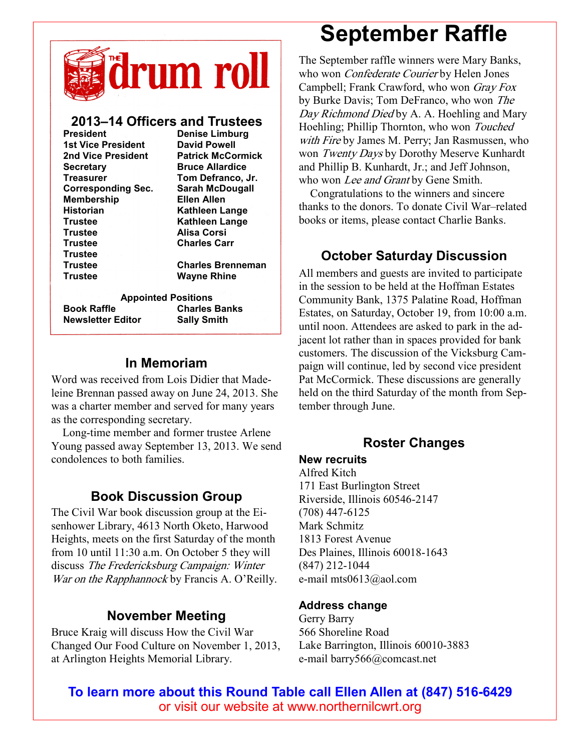# THE drum roll

## 2013–14 Officers and Trustees

| | |
|---|---|
| President | Denise Limburg |
| 1st Vice President | David Powell |
| 2nd Vice President | Patrick McCormick |
| Secretary | Bruce Allardice |
| Treasurer | Tom Defranco, Jr. |
| Corresponding Sec. | Sarah McDougall |
| Membership | Ellen Allen |
| Historian | Kathleen Lange |
| Trustee | Kathleen Lange |
| Trustee | Alisa Corsi |
| Trustee | Charles Carr |
| Trustee | |
| Trustee | Charles Brenneman |
| Trustee | Wayne Rhine |

**Appointed Positions**

| | |
|---|---|
| Book Raffle | Charles Banks |
| Newsletter Editor | Sally Smith |

## In Memoriam

Word was received from Lois Didier that Madeleine Brennan passed away on June 24, 2013. She was a charter member and served for many years as the corresponding secretary.

Long-time member and former trustee Arlene Young passed away September 13, 2013. We send condolences to both families.

## Book Discussion Group

The Civil War book discussion group at the Eisenhower Library, 4613 North Oketo, Harwood Heights, meets on the first Saturday of the month from 10 until 11:30 a.m. On October 5 they will discuss *The Fredericksburg Campaign: Winter War on the Rapphannock* by Francis A. O'Reilly.

## November Meeting

Bruce Kraig will discuss How the Civil War Changed Our Food Culture on November 1, 2013, at Arlington Heights Memorial Library.

# September Raffle

The September raffle winners were Mary Banks, who won *Confederate Courier* by Helen Jones Campbell; Frank Crawford, who won *Gray Fox* by Burke Davis; Tom DeFranco, who won *The Day Richmond Died* by A. A. Hoehling and Mary Hoehling; Phillip Thornton, who won *Touched with Fire* by James M. Perry; Jan Rasmussen, who won *Twenty Days* by Dorothy Meserve Kunhardt and Phillip B. Kunhardt, Jr.; and Jeff Johnson, who won *Lee and Grant* by Gene Smith.

Congratulations to the winners and sincere thanks to the donors. To donate Civil War–related books or items, please contact Charlie Banks.

## October Saturday Discussion

All members and guests are invited to participate in the session to be held at the Hoffman Estates Community Bank, 1375 Palatine Road, Hoffman Estates, on Saturday, October 19, from 10:00 a.m. until noon. Attendees are asked to park in the adjacent lot rather than in spaces provided for bank customers. The discussion of the Vicksburg Campaign will continue, led by second vice president Pat McCormick. These discussions are generally held on the third Saturday of the month from September through June.

## Roster Changes

**New recruits**

Alfred Kitch
171 East Burlington Street
Riverside, Illinois 60546-2147
(708) 447-6125

Mark Schmitz
1813 Forest Avenue
Des Plaines, Illinois 60018-1643
(847) 212-1044
e-mail mts0613@aol.com

**Address change**

Gerry Barry
566 Shoreline Road
Lake Barrington, Illinois 60010-3883
e-mail barry566@comcast.net

**To learn more about this Round Table call Ellen Allen at (847) 516-6429**
or visit our website at www.northernilcwrt.org